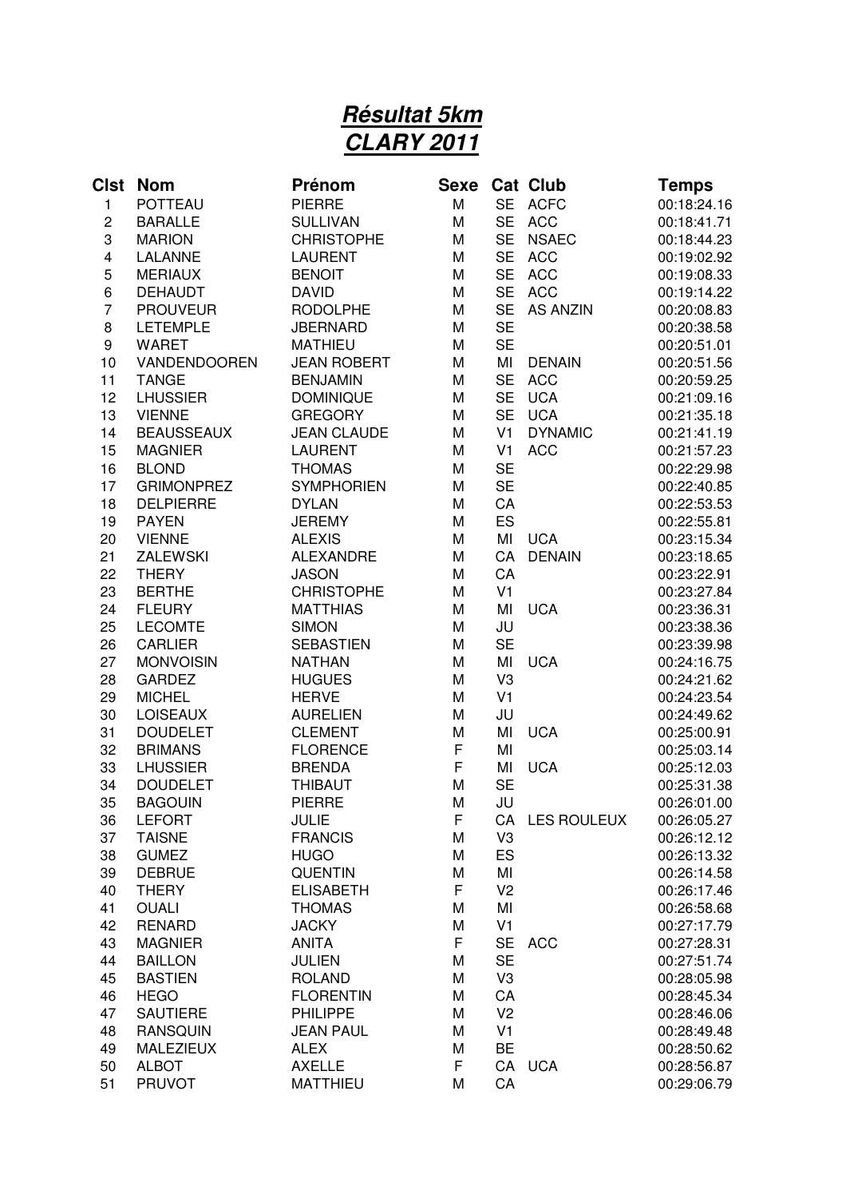# ***Résultat 5km***
# ***CLARY 2011***

| Clst | Nom | Prénom | Sexe | Cat | Club | Temps |
|---|---|---|---|---|---|---|
| 1 | POTTEAU | PIERRE | M | SE | ACFC | 00:18:24.16 |
| 2 | BARALLE | SULLIVAN | M | SE | ACC | 00:18:41.71 |
| 3 | MARION | CHRISTOPHE | M | SE | NSAEC | 00:18:44.23 |
| 4 | LALANNE | LAURENT | M | SE | ACC | 00:19:02.92 |
| 5 | MERIAUX | BENOIT | M | SE | ACC | 00:19:08.33 |
| 6 | DEHAUDT | DAVID | M | SE | ACC | 00:19:14.22 |
| 7 | PROUVEUR | RODOLPHE | M | SE | AS ANZIN | 00:20:08.83 |
| 8 | LETEMPLE | JBERNARD | M | SE | | 00:20:38.58 |
| 9 | WARET | MATHIEU | M | SE | | 00:20:51.01 |
| 10 | VANDENDOOREN | JEAN ROBERT | M | MI | DENAIN | 00:20:51.56 |
| 11 | TANGE | BENJAMIN | M | SE | ACC | 00:20:59.25 |
| 12 | LHUSSIER | DOMINIQUE | M | SE | UCA | 00:21:09.16 |
| 13 | VIENNE | GREGORY | M | SE | UCA | 00:21:35.18 |
| 14 | BEAUSSEAUX | JEAN CLAUDE | M | V1 | DYNAMIC | 00:21:41.19 |
| 15 | MAGNIER | LAURENT | M | V1 | ACC | 00:21:57.23 |
| 16 | BLOND | THOMAS | M | SE | | 00:22:29.98 |
| 17 | GRIMONPREZ | SYMPHORIEN | M | SE | | 00:22:40.85 |
| 18 | DELPIERRE | DYLAN | M | CA | | 00:22:53.53 |
| 19 | PAYEN | JEREMY | M | ES | | 00:22:55.81 |
| 20 | VIENNE | ALEXIS | M | MI | UCA | 00:23:15.34 |
| 21 | ZALEWSKI | ALEXANDRE | M | CA | DENAIN | 00:23:18.65 |
| 22 | THERY | JASON | M | CA | | 00:23:22.91 |
| 23 | BERTHE | CHRISTOPHE | M | V1 | | 00:23:27.84 |
| 24 | FLEURY | MATTHIAS | M | MI | UCA | 00:23:36.31 |
| 25 | LECOMTE | SIMON | M | JU | | 00:23:38.36 |
| 26 | CARLIER | SEBASTIEN | M | SE | | 00:23:39.98 |
| 27 | MONVOISIN | NATHAN | M | MI | UCA | 00:24:16.75 |
| 28 | GARDEZ | HUGUES | M | V3 | | 00:24:21.62 |
| 29 | MICHEL | HERVE | M | V1 | | 00:24:23.54 |
| 30 | LOISEAUX | AURELIEN | M | JU | | 00:24:49.62 |
| 31 | DOUDELET | CLEMENT | M | MI | UCA | 00:25:00.91 |
| 32 | BRIMANS | FLORENCE | F | MI | | 00:25:03.14 |
| 33 | LHUSSIER | BRENDA | F | MI | UCA | 00:25:12.03 |
| 34 | DOUDELET | THIBAUT | M | SE | | 00:25:31.38 |
| 35 | BAGOUIN | PIERRE | M | JU | | 00:26:01.00 |
| 36 | LEFORT | JULIE | F | CA | LES ROULEUX | 00:26:05.27 |
| 37 | TAISNE | FRANCIS | M | V3 | | 00:26:12.12 |
| 38 | GUMEZ | HUGO | M | ES | | 00:26:13.32 |
| 39 | DEBRUE | QUENTIN | M | MI | | 00:26:14.58 |
| 40 | THERY | ELISABETH | F | V2 | | 00:26:17.46 |
| 41 | OUALI | THOMAS | M | MI | | 00:26:58.68 |
| 42 | RENARD | JACKY | M | V1 | | 00:27:17.79 |
| 43 | MAGNIER | ANITA | F | SE | ACC | 00:27:28.31 |
| 44 | BAILLON | JULIEN | M | SE | | 00:27:51.74 |
| 45 | BASTIEN | ROLAND | M | V3 | | 00:28:05.98 |
| 46 | HEGO | FLORENTIN | M | CA | | 00:28:45.34 |
| 47 | SAUTIERE | PHILIPPE | M | V2 | | 00:28:46.06 |
| 48 | RANSQUIN | JEAN PAUL | M | V1 | | 00:28:49.48 |
| 49 | MALEZIEUX | ALEX | M | BE | | 00:28:50.62 |
| 50 | ALBOT | AXELLE | F | CA | UCA | 00:28:56.87 |
| 51 | PRUVOT | MATTHIEU | M | CA | | 00:29:06.79 |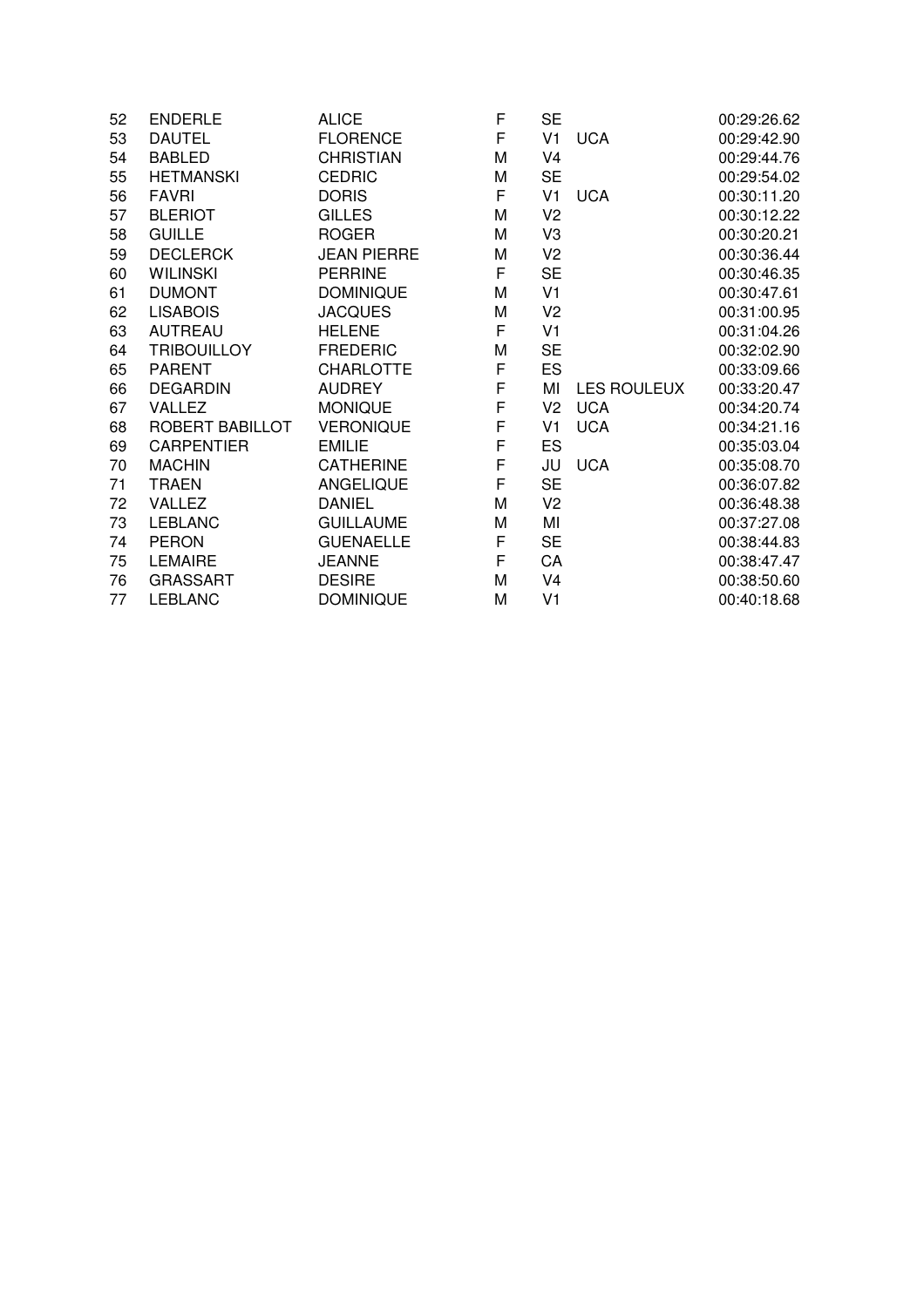| | | | | | | |
|---|---|---|---|---|---|---|
| 52 | ENDERLE | ALICE | F | SE | | 00:29:26.62 |
| 53 | DAUTEL | FLORENCE | F | V1 | UCA | 00:29:42.90 |
| 54 | BABLED | CHRISTIAN | M | V4 | | 00:29:44.76 |
| 55 | HETMANSKI | CEDRIC | M | SE | | 00:29:54.02 |
| 56 | FAVRI | DORIS | F | V1 | UCA | 00:30:11.20 |
| 57 | BLERIOT | GILLES | M | V2 | | 00:30:12.22 |
| 58 | GUILLE | ROGER | M | V3 | | 00:30:20.21 |
| 59 | DECLERCK | JEAN PIERRE | M | V2 | | 00:30:36.44 |
| 60 | WILINSKI | PERRINE | F | SE | | 00:30:46.35 |
| 61 | DUMONT | DOMINIQUE | M | V1 | | 00:30:47.61 |
| 62 | LISABOIS | JACQUES | M | V2 | | 00:31:00.95 |
| 63 | AUTREAU | HELENE | F | V1 | | 00:31:04.26 |
| 64 | TRIBOUILLOY | FREDERIC | M | SE | | 00:32:02.90 |
| 65 | PARENT | CHARLOTTE | F | ES | | 00:33:09.66 |
| 66 | DEGARDIN | AUDREY | F | MI | LES ROULEUX | 00:33:20.47 |
| 67 | VALLEZ | MONIQUE | F | V2 | UCA | 00:34:20.74 |
| 68 | ROBERT BABILLOT | VERONIQUE | F | V1 | UCA | 00:34:21.16 |
| 69 | CARPENTIER | EMILIE | F | ES | | 00:35:03.04 |
| 70 | MACHIN | CATHERINE | F | JU | UCA | 00:35:08.70 |
| 71 | TRAEN | ANGELIQUE | F | SE | | 00:36:07.82 |
| 72 | VALLEZ | DANIEL | M | V2 | | 00:36:48.38 |
| 73 | LEBLANC | GUILLAUME | M | MI | | 00:37:27.08 |
| 74 | PERON | GUENAELLE | F | SE | | 00:38:44.83 |
| 75 | LEMAIRE | JEANNE | F | CA | | 00:38:47.47 |
| 76 | GRASSART | DESIRE | M | V4 | | 00:38:50.60 |
| 77 | LEBLANC | DOMINIQUE | M | V1 | | 00:40:18.68 |